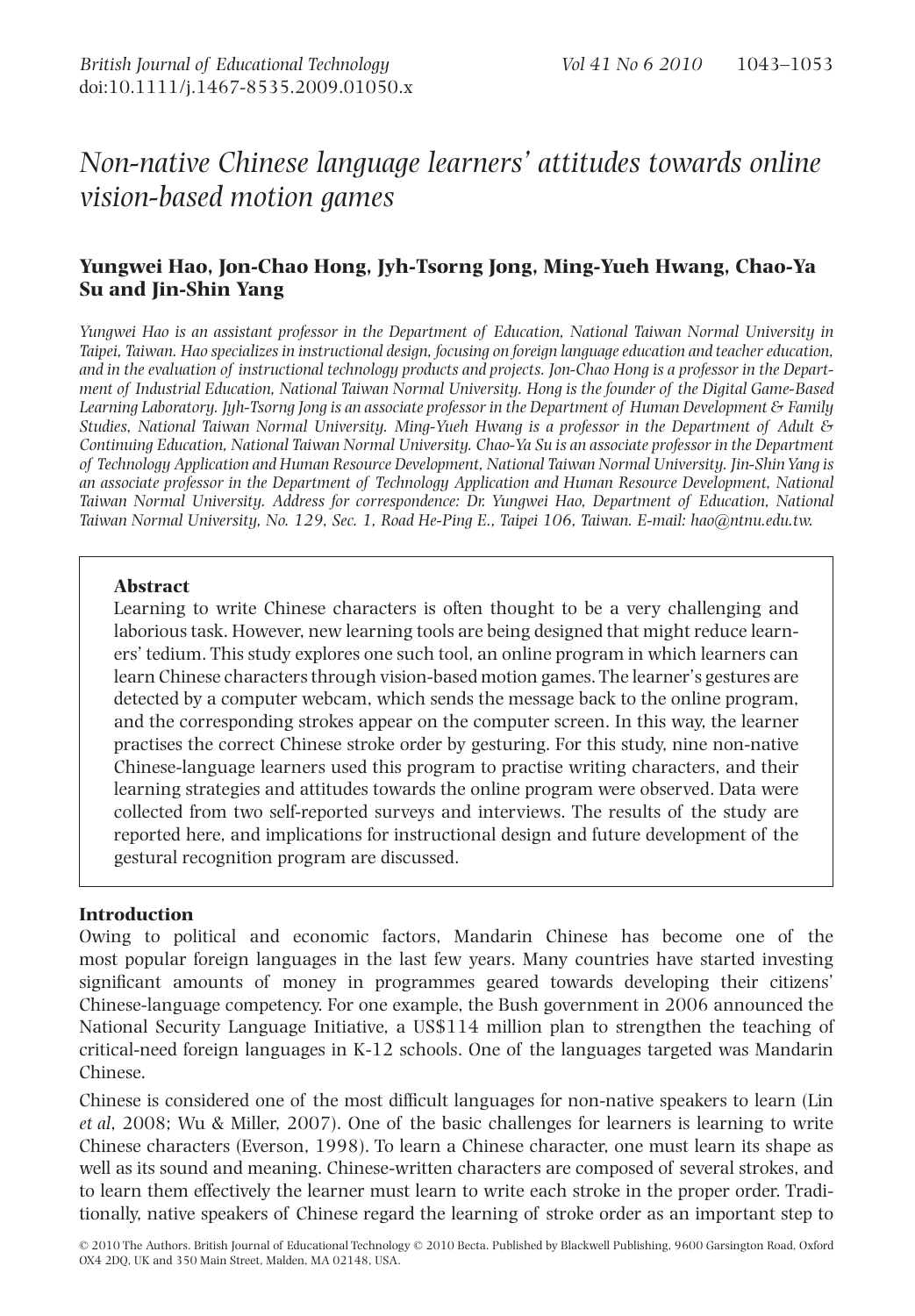# Non-native Chinese language learners' attitudes towards online vision-based motion games

**Yungwei Hao, Jon-Chao Hong, Jyh-Tsorng Jong, Ming-Yueh Hwang, Chao-Ya Su and Jin-Shin Yang**

*Yungwei Hao is an assistant professor in the Department of Education, National Taiwan Normal University in Taipei, Taiwan. Hao specializes in instructional design, focusing on foreign language education and teacher education, and in the evaluation of instructional technology products and projects. Jon-Chao Hong is a professor in the Department of Industrial Education, National Taiwan Normal University. Hong is the founder of the Digital Game-Based Learning Laboratory. Jyh-Tsorng Jong is an associate professor in the Department of Human Development & Family Studies, National Taiwan Normal University. Ming-Yueh Hwang is a professor in the Department of Adult & Continuing Education, National Taiwan Normal University. Chao-Ya Su is an associate professor in the Department of Technology Application and Human Resource Development, National Taiwan Normal University. Jin-Shin Yang is an associate professor in the Department of Technology Application and Human Resource Development, National Taiwan Normal University. Address for correspondence: Dr. Yungwei Hao, Department of Education, National Taiwan Normal University, No. 129, Sec. 1, Road He-Ping E., Taipei 106, Taiwan. E-mail: hao@ntnu.edu.tw.*

**Abstract**

Learning to write Chinese characters is often thought to be a very challenging and laborious task. However, new learning tools are being designed that might reduce learners' tedium. This study explores one such tool, an online program in which learners can learn Chinese characters through vision-based motion games. The learner's gestures are detected by a computer webcam, which sends the message back to the online program, and the corresponding strokes appear on the computer screen. In this way, the learner practises the correct Chinese stroke order by gesturing. For this study, nine non-native Chinese-language learners used this program to practise writing characters, and their learning strategies and attitudes towards the online program were observed. Data were collected from two self-reported surveys and interviews. The results of the study are reported here, and implications for instructional design and future development of the gestural recognition program are discussed.

## Introduction

Owing to political and economic factors, Mandarin Chinese has become one of the most popular foreign languages in the last few years. Many countries have started investing significant amounts of money in programmes geared towards developing their citizens' Chinese-language competency. For one example, the Bush government in 2006 announced the National Security Language Initiative, a US$114 million plan to strengthen the teaching of critical-need foreign languages in K-12 schools. One of the languages targeted was Mandarin Chinese.

Chinese is considered one of the most difficult languages for non-native speakers to learn (Lin *et al*, 2008; Wu & Miller, 2007). One of the basic challenges for learners is learning to write Chinese characters (Everson, 1998). To learn a Chinese character, one must learn its shape as well as its sound and meaning. Chinese-written characters are composed of several strokes, and to learn them effectively the learner must learn to write each stroke in the proper order. Traditionally, native speakers of Chinese regard the learning of stroke order as an important step to

© 2010 The Authors. British Journal of Educational Technology © 2010 Becta. Published by Blackwell Publishing, 9600 Garsington Road, Oxford OX4 2DQ, UK and 350 Main Street, Malden, MA 02148, USA.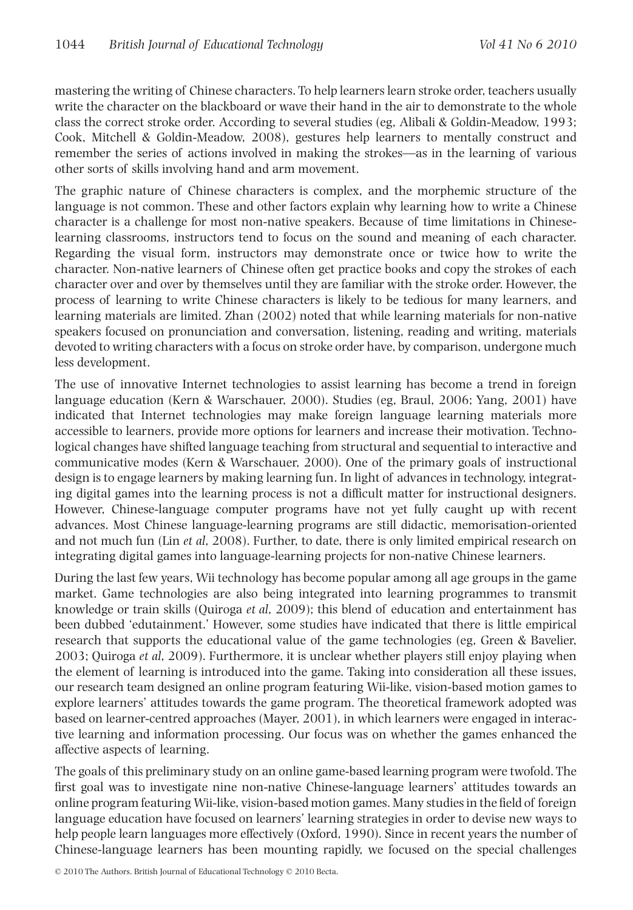mastering the writing of Chinese characters. To help learners learn stroke order, teachers usually write the character on the blackboard or wave their hand in the air to demonstrate to the whole class the correct stroke order. According to several studies (eg, Alibali & Goldin-Meadow, 1993; Cook, Mitchell & Goldin-Meadow, 2008), gestures help learners to mentally construct and remember the series of actions involved in making the strokes—as in the learning of various other sorts of skills involving hand and arm movement.

The graphic nature of Chinese characters is complex, and the morphemic structure of the language is not common. These and other factors explain why learning how to write a Chinese character is a challenge for most non-native speakers. Because of time limitations in Chinese-learning classrooms, instructors tend to focus on the sound and meaning of each character. Regarding the visual form, instructors may demonstrate once or twice how to write the character. Non-native learners of Chinese often get practice books and copy the strokes of each character over and over by themselves until they are familiar with the stroke order. However, the process of learning to write Chinese characters is likely to be tedious for many learners, and learning materials are limited. Zhan (2002) noted that while learning materials for non-native speakers focused on pronunciation and conversation, listening, reading and writing, materials devoted to writing characters with a focus on stroke order have, by comparison, undergone much less development.

The use of innovative Internet technologies to assist learning has become a trend in foreign language education (Kern & Warschauer, 2000). Studies (eg, Braul, 2006; Yang, 2001) have indicated that Internet technologies may make foreign language learning materials more accessible to learners, provide more options for learners and increase their motivation. Technological changes have shifted language teaching from structural and sequential to interactive and communicative modes (Kern & Warschauer, 2000). One of the primary goals of instructional design is to engage learners by making learning fun. In light of advances in technology, integrating digital games into the learning process is not a difficult matter for instructional designers. However, Chinese-language computer programs have not yet fully caught up with recent advances. Most Chinese language-learning programs are still didactic, memorisation-oriented and not much fun (Lin *et al*, 2008). Further, to date, there is only limited empirical research on integrating digital games into language-learning projects for non-native Chinese learners.

During the last few years, Wii technology has become popular among all age groups in the game market. Game technologies are also being integrated into learning programmes to transmit knowledge or train skills (Quiroga *et al*, 2009); this blend of education and entertainment has been dubbed 'edutainment.' However, some studies have indicated that there is little empirical research that supports the educational value of the game technologies (eg, Green & Bavelier, 2003; Quiroga *et al*, 2009). Furthermore, it is unclear whether players still enjoy playing when the element of learning is introduced into the game. Taking into consideration all these issues, our research team designed an online program featuring Wii-like, vision-based motion games to explore learners' attitudes towards the game program. The theoretical framework adopted was based on learner-centred approaches (Mayer, 2001), in which learners were engaged in interactive learning and information processing. Our focus was on whether the games enhanced the affective aspects of learning.

The goals of this preliminary study on an online game-based learning program were twofold. The first goal was to investigate nine non-native Chinese-language learners' attitudes towards an online program featuring Wii-like, vision-based motion games. Many studies in the field of foreign language education have focused on learners' learning strategies in order to devise new ways to help people learn languages more effectively (Oxford, 1990). Since in recent years the number of Chinese-language learners has been mounting rapidly, we focused on the special challenges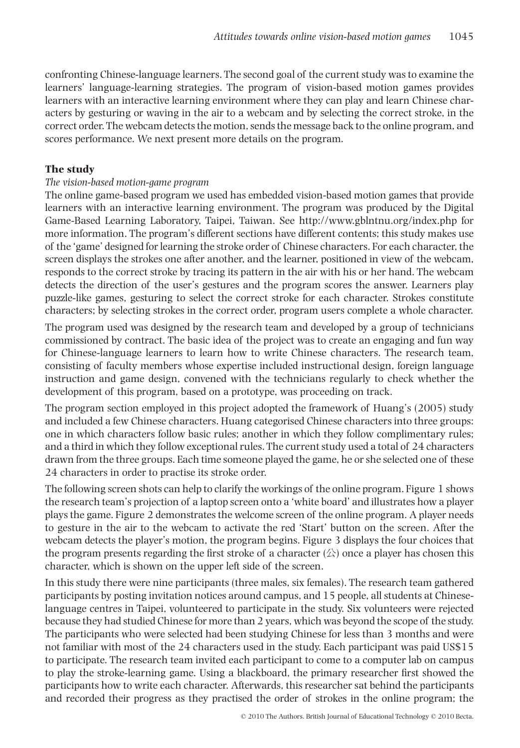confronting Chinese-language learners. The second goal of the current study was to examine the learners' language-learning strategies. The program of vision-based motion games provides learners with an interactive learning environment where they can play and learn Chinese characters by gesturing or waving in the air to a webcam and by selecting the correct stroke, in the correct order. The webcam detects the motion, sends the message back to the online program, and scores performance. We next present more details on the program.

## The study

### *The vision-based motion-game program*

The online game-based program we used has embedded vision-based motion games that provide learners with an interactive learning environment. The program was produced by the Digital Game-Based Learning Laboratory, Taipei, Taiwan. See http://www.gblntnu.org/index.php for more information. The program's different sections have different contents; this study makes use of the 'game' designed for learning the stroke order of Chinese characters. For each character, the screen displays the strokes one after another, and the learner, positioned in view of the webcam, responds to the correct stroke by tracing its pattern in the air with his or her hand. The webcam detects the direction of the user's gestures and the program scores the answer. Learners play puzzle-like games, gesturing to select the correct stroke for each character. Strokes constitute characters; by selecting strokes in the correct order, program users complete a whole character.

The program used was designed by the research team and developed by a group of technicians commissioned by contract. The basic idea of the project was to create an engaging and fun way for Chinese-language learners to learn how to write Chinese characters. The research team, consisting of faculty members whose expertise included instructional design, foreign language instruction and game design, convened with the technicians regularly to check whether the development of this program, based on a prototype, was proceeding on track.

The program section employed in this project adopted the framework of Huang's (2005) study and included a few Chinese characters. Huang categorised Chinese characters into three groups: one in which characters follow basic rules; another in which they follow complimentary rules; and a third in which they follow exceptional rules. The current study used a total of 24 characters drawn from the three groups. Each time someone played the game, he or she selected one of these 24 characters in order to practise its stroke order.

The following screen shots can help to clarify the workings of the online program. Figure 1 shows the research team's projection of a laptop screen onto a 'white board' and illustrates how a player plays the game. Figure 2 demonstrates the welcome screen of the online program. A player needs to gesture in the air to the webcam to activate the red 'Start' button on the screen. After the webcam detects the player's motion, the program begins. Figure 3 displays the four choices that the program presents regarding the first stroke of a character (公) once a player has chosen this character, which is shown on the upper left side of the screen.

In this study there were nine participants (three males, six females). The research team gathered participants by posting invitation notices around campus, and 15 people, all students at Chinese-language centres in Taipei, volunteered to participate in the study. Six volunteers were rejected because they had studied Chinese for more than 2 years, which was beyond the scope of the study. The participants who were selected had been studying Chinese for less than 3 months and were not familiar with most of the 24 characters used in the study. Each participant was paid US$15 to participate. The research team invited each participant to come to a computer lab on campus to play the stroke-learning game. Using a blackboard, the primary researcher first showed the participants how to write each character. Afterwards, this researcher sat behind the participants and recorded their progress as they practised the order of strokes in the online program; the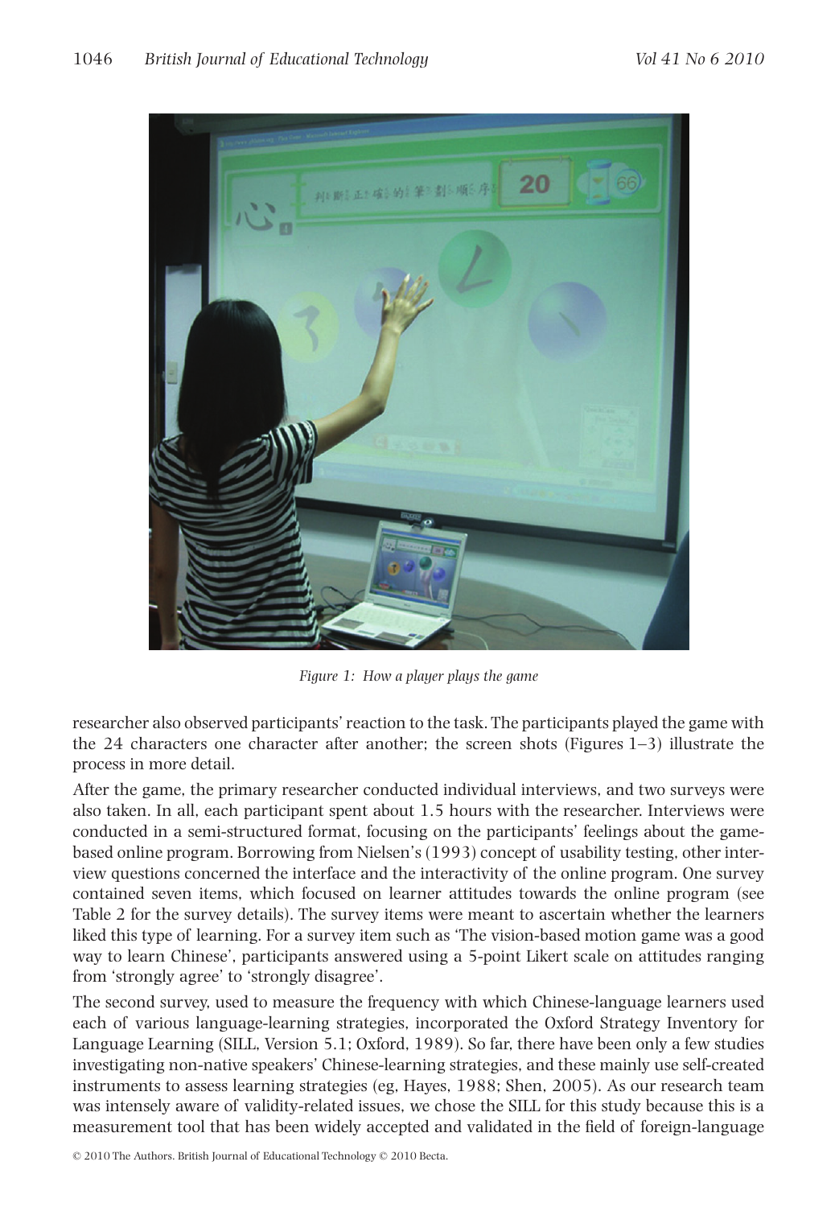*Figure 1: How a player plays the game*

researcher also observed participants' reaction to the task. The participants played the game with the 24 characters one character after another; the screen shots (Figures 1–3) illustrate the process in more detail.

After the game, the primary researcher conducted individual interviews, and two surveys were also taken. In all, each participant spent about 1.5 hours with the researcher. Interviews were conducted in a semi-structured format, focusing on the participants' feelings about the game-based online program. Borrowing from Nielsen's (1993) concept of usability testing, other interview questions concerned the interface and the interactivity of the online program. One survey contained seven items, which focused on learner attitudes towards the online program (see Table 2 for the survey details). The survey items were meant to ascertain whether the learners liked this type of learning. For a survey item such as 'The vision-based motion game was a good way to learn Chinese', participants answered using a 5-point Likert scale on attitudes ranging from 'strongly agree' to 'strongly disagree'.

The second survey, used to measure the frequency with which Chinese-language learners used each of various language-learning strategies, incorporated the Oxford Strategy Inventory for Language Learning (SILL, Version 5.1; Oxford, 1989). So far, there have been only a few studies investigating non-native speakers' Chinese-learning strategies, and these mainly use self-created instruments to assess learning strategies (eg, Hayes, 1988; Shen, 2005). As our research team was intensely aware of validity-related issues, we chose the SILL for this study because this is a measurement tool that has been widely accepted and validated in the field of foreign-language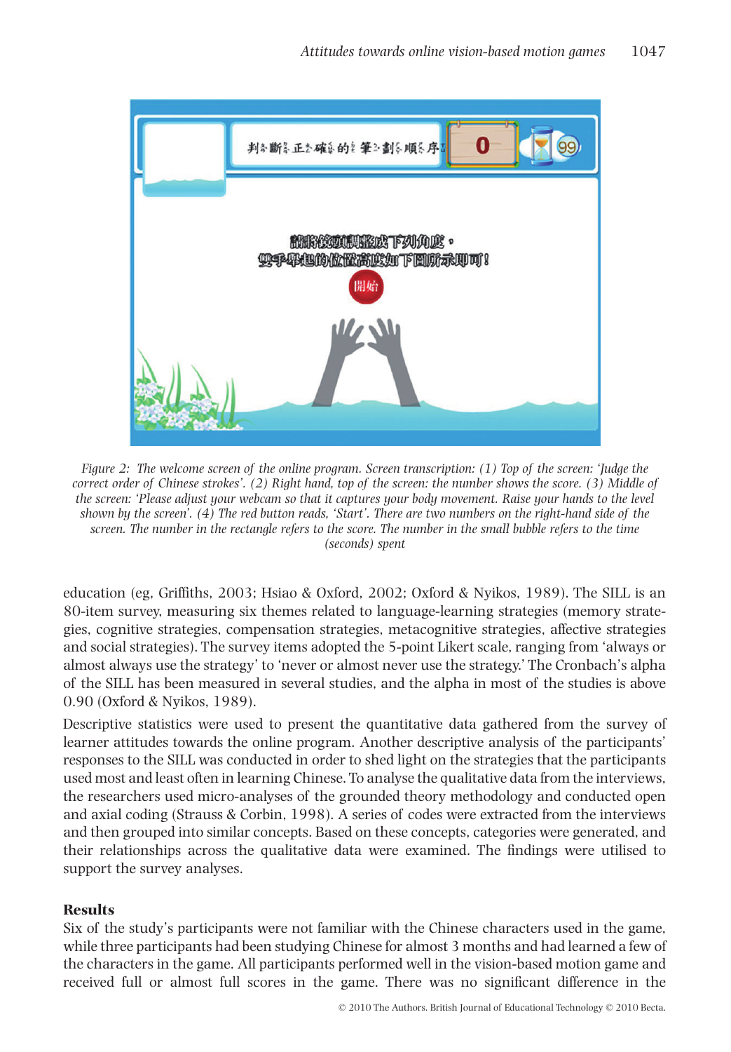Figure 2: The welcome screen of the online program. Screen transcription: (1) Top of the screen: 'Judge the correct order of Chinese strokes'. (2) Right hand, top of the screen: the number shows the score. (3) Middle of the screen: 'Please adjust your webcam so that it captures your body movement. Raise your hands to the level shown by the screen'. (4) The red button reads, 'Start'. There are two numbers on the right-hand side of the screen. The number in the rectangle refers to the score. The number in the small bubble refers to the time (seconds) spent

education (eg, Griffiths, 2003; Hsiao & Oxford, 2002; Oxford & Nyikos, 1989). The SILL is an 80-item survey, measuring six themes related to language-learning strategies (memory strategies, cognitive strategies, compensation strategies, metacognitive strategies, affective strategies and social strategies). The survey items adopted the 5-point Likert scale, ranging from 'always or almost always use the strategy' to 'never or almost never use the strategy.' The Cronbach's alpha of the SILL has been measured in several studies, and the alpha in most of the studies is above 0.90 (Oxford & Nyikos, 1989).

Descriptive statistics were used to present the quantitative data gathered from the survey of learner attitudes towards the online program. Another descriptive analysis of the participants' responses to the SILL was conducted in order to shed light on the strategies that the participants used most and least often in learning Chinese. To analyse the qualitative data from the interviews, the researchers used micro-analyses of the grounded theory methodology and conducted open and axial coding (Strauss & Corbin, 1998). A series of codes were extracted from the interviews and then grouped into similar concepts. Based on these concepts, categories were generated, and their relationships across the qualitative data were examined. The findings were utilised to support the survey analyses.

## Results

Six of the study's participants were not familiar with the Chinese characters used in the game, while three participants had been studying Chinese for almost 3 months and had learned a few of the characters in the game. All participants performed well in the vision-based motion game and received full or almost full scores in the game. There was no significant difference in the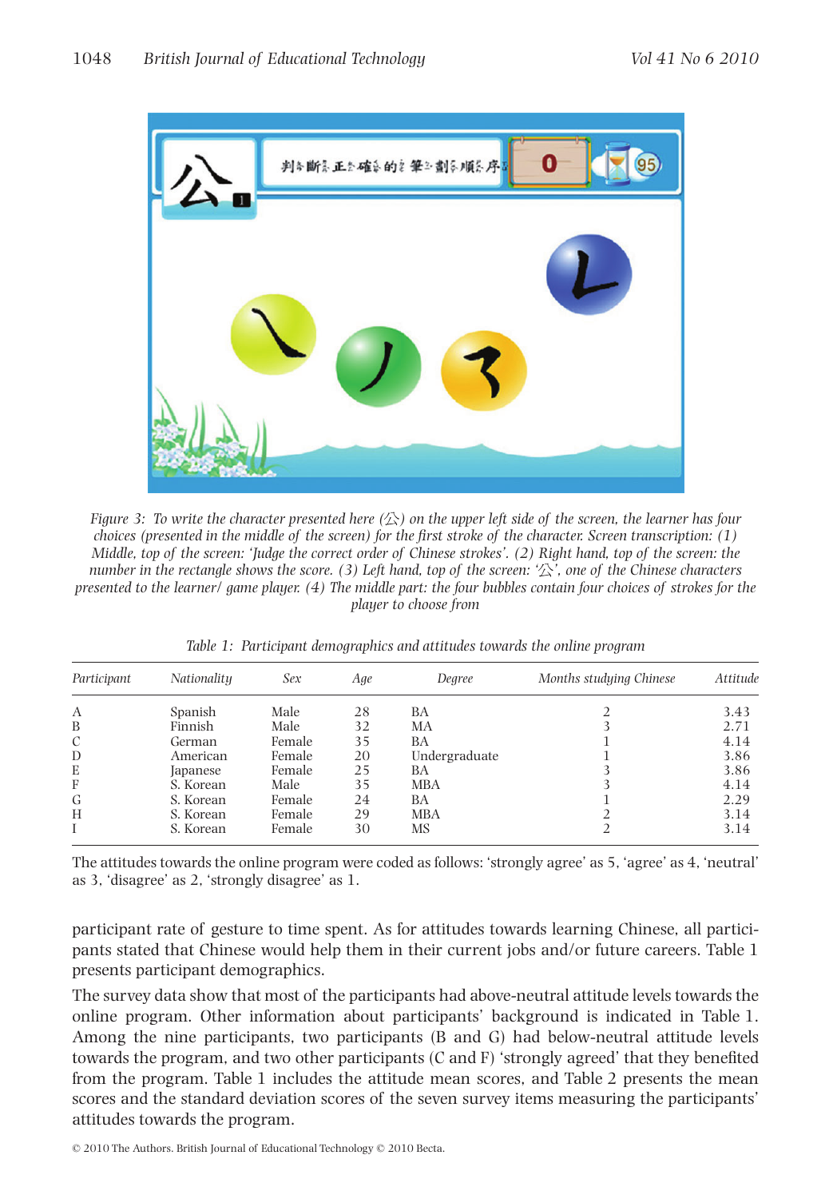*Figure 3: To write the character presented here (公) on the upper left side of the screen, the learner has four choices (presented in the middle of the screen) for the first stroke of the character. Screen transcription: (1) Middle, top of the screen: 'Judge the correct order of Chinese strokes'. (2) Right hand, top of the screen: the number in the rectangle shows the score. (3) Left hand, top of the screen: '公', one of the Chinese characters presented to the learner/ game player. (4) The middle part: the four bubbles contain four choices of strokes for the player to choose from*

*Table 1: Participant demographics and attitudes towards the online program*

| Participant | Nationality | Sex | Age | Degree | Months studying Chinese | Attitude |
|---|---|---|---|---|---|---|
| A | Spanish | Male | 28 | BA | 2 | 3.43 |
| B | Finnish | Male | 32 | MA | 3 | 2.71 |
| C | German | Female | 35 | BA | 1 | 4.14 |
| D | American | Female | 20 | Undergraduate | 1 | 3.86 |
| E | Japanese | Female | 25 | BA | 3 | 3.86 |
| F | S. Korean | Male | 35 | MBA | 3 | 4.14 |
| G | S. Korean | Female | 24 | BA | 1 | 2.29 |
| H | S. Korean | Female | 29 | MBA | 2 | 3.14 |
| I | S. Korean | Female | 30 | MS | 2 | 3.14 |

The attitudes towards the online program were coded as follows: 'strongly agree' as 5, 'agree' as 4, 'neutral' as 3, 'disagree' as 2, 'strongly disagree' as 1.

participant rate of gesture to time spent. As for attitudes towards learning Chinese, all participants stated that Chinese would help them in their current jobs and/or future careers. Table 1 presents participant demographics.

The survey data show that most of the participants had above-neutral attitude levels towards the online program. Other information about participants' background is indicated in Table 1. Among the nine participants, two participants (B and G) had below-neutral attitude levels towards the program, and two other participants (C and F) 'strongly agreed' that they benefited from the program. Table 1 includes the attitude mean scores, and Table 2 presents the mean scores and the standard deviation scores of the seven survey items measuring the participants' attitudes towards the program.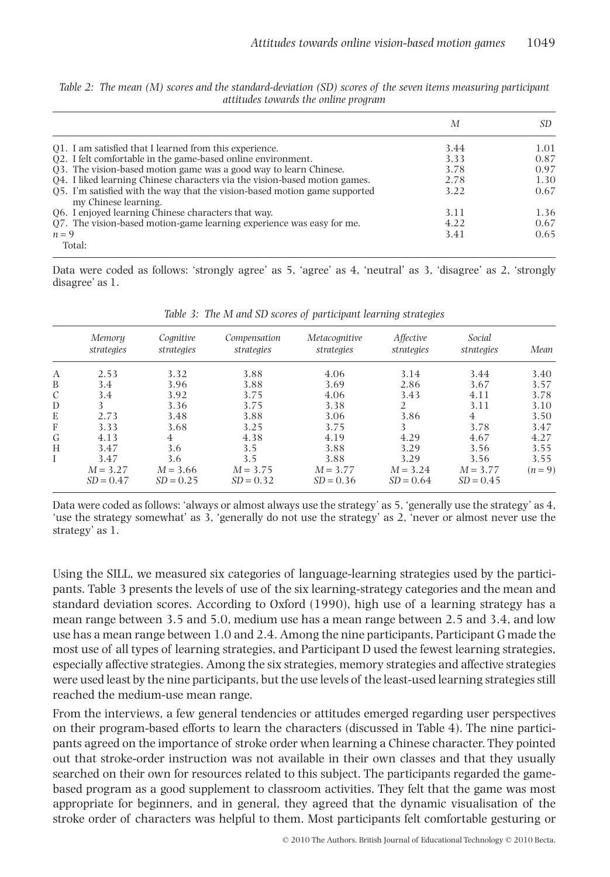*Table 2: The mean (M) scores and the standard-deviation (SD) scores of the seven items measuring participant attitudes towards the online program*

| | *M* | *SD* |
|---|---|---|
| Q1. I am satisfied that I learned from this experience. | 3.44 | 1.01 |
| Q2. I felt comfortable in the game-based online environment. | 3.33 | 0.87 |
| Q3. The vision-based motion game was a good way to learn Chinese. | 3.78 | 0.97 |
| Q4. I liked learning Chinese characters via the vision-based motion games. | 2.78 | 1.30 |
| Q5. I'm satisfied with the way that the vision-based motion game supported my Chinese learning. | 3.22 | 0.67 |
| Q6. I enjoyed learning Chinese characters that way. | 3.11 | 1.36 |
| Q7. The vision-based motion-game learning experience was easy for me. | 4.22 | 0.67 |
| $n = 9$ | 3.41 | 0.65 |
| Total: | | |

Data were coded as follows: 'strongly agree' as 5, 'agree' as 4, 'neutral' as 3, 'disagree' as 2, 'strongly disagree' as 1.

*Table 3: The M and SD scores of participant learning strategies*

| | *Memory strategies* | *Cognitive strategies* | *Compensation strategies* | *Metacognitive strategies* | *Affective strategies* | *Social strategies* | *Mean* |
|---|---|---|---|---|---|---|---|
| A | 2.53 | 3.32 | 3.88 | 4.06 | 3.14 | 3.44 | 3.40 |
| B | 3.4 | 3.96 | 3.88 | 3.69 | 2.86 | 3.67 | 3.57 |
| C | 3.4 | 3.92 | 3.75 | 4.06 | 3.43 | 4.11 | 3.78 |
| D | 3 | 3.36 | 3.75 | 3.38 | 2 | 3.11 | 3.10 |
| E | 2.73 | 3.48 | 3.88 | 3.06 | 3.86 | 4 | 3.50 |
| F | 3.33 | 3.68 | 3.25 | 3.75 | 3 | 3.78 | 3.47 |
| G | 4.13 | 4 | 4.38 | 4.19 | 4.29 | 4.67 | 4.27 |
| H | 3.47 | 3.6 | 3.5 | 3.88 | 3.29 | 3.56 | 3.55 |
| I | 3.47 | 3.6 | 3.5 | 3.88 | 3.29 | 3.56 | 3.55 |
| | $M = 3.27$ $SD = 0.47$ | $M = 3.66$ $SD = 0.25$ | $M = 3.75$ $SD = 0.32$ | $M = 3.77$ $SD = 0.36$ | $M = 3.24$ $SD = 0.64$ | $M = 3.77$ $SD = 0.45$ | $(n = 9)$ |

Data were coded as follows: 'always or almost always use the strategy' as 5, 'generally use the strategy' as 4, 'use the strategy somewhat' as 3, 'generally do not use the strategy' as 2, 'never or almost never use the strategy' as 1.

Using the SILL, we measured six categories of language-learning strategies used by the participants. Table 3 presents the levels of use of the six learning-strategy categories and the mean and standard deviation scores. According to Oxford (1990), high use of a learning strategy has a mean range between 3.5 and 5.0, medium use has a mean range between 2.5 and 3.4, and low use has a mean range between 1.0 and 2.4. Among the nine participants, Participant G made the most use of all types of learning strategies, and Participant D used the fewest learning strategies, especially affective strategies. Among the six strategies, memory strategies and affective strategies were used least by the nine participants, but the use levels of the least-used learning strategies still reached the medium-use mean range.

From the interviews, a few general tendencies or attitudes emerged regarding user perspectives on their program-based efforts to learn the characters (discussed in Table 4). The nine participants agreed on the importance of stroke order when learning a Chinese character. They pointed out that stroke-order instruction was not available in their own classes and that they usually searched on their own for resources related to this subject. The participants regarded the game-based program as a good supplement to classroom activities. They felt that the game was most appropriate for beginners, and in general, they agreed that the dynamic visualisation of the stroke order of characters was helpful to them. Most participants felt comfortable gesturing or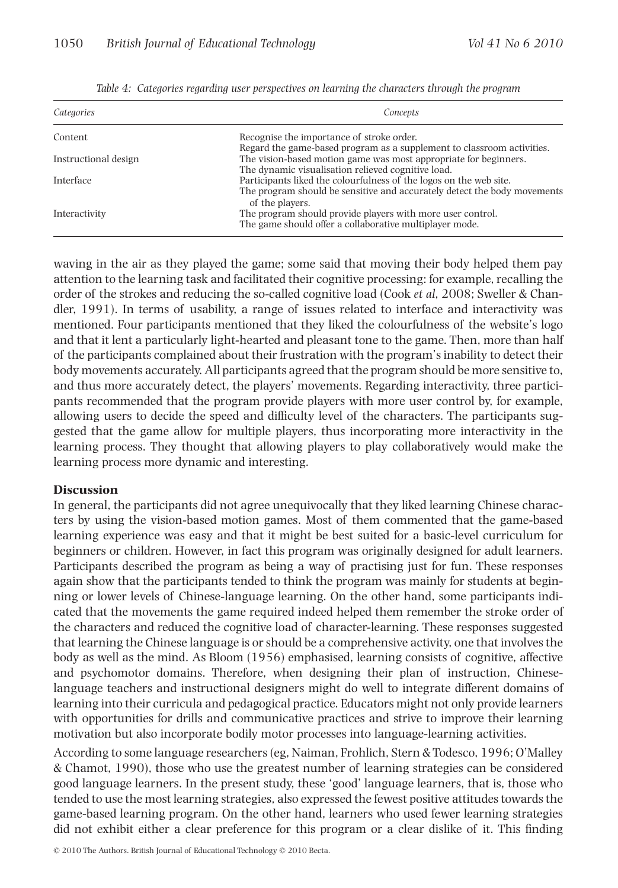*Table 4: Categories regarding user perspectives on learning the characters through the program*

| Categories | Concepts |
|---|---|
| Content | Recognise the importance of stroke order. |
| | Regard the game-based program as a supplement to classroom activities. |
| Instructional design | The vision-based motion game was most appropriate for beginners. |
| | The dynamic visualisation relieved cognitive load. |
| Interface | Participants liked the colourfulness of the logos on the web site. |
| | The program should be sensitive and accurately detect the body movements of the players. |
| Interactivity | The program should provide players with more user control. |
| | The game should offer a collaborative multiplayer mode. |

waving in the air as they played the game; some said that moving their body helped them pay attention to the learning task and facilitated their cognitive processing: for example, recalling the order of the strokes and reducing the so-called cognitive load (Cook *et al*, 2008; Sweller & Chandler, 1991). In terms of usability, a range of issues related to interface and interactivity was mentioned. Four participants mentioned that they liked the colourfulness of the website's logo and that it lent a particularly light-hearted and pleasant tone to the game. Then, more than half of the participants complained about their frustration with the program's inability to detect their body movements accurately. All participants agreed that the program should be more sensitive to, and thus more accurately detect, the players' movements. Regarding interactivity, three participants recommended that the program provide players with more user control by, for example, allowing users to decide the speed and difficulty level of the characters. The participants suggested that the game allow for multiple players, thus incorporating more interactivity in the learning process. They thought that allowing players to play collaboratively would make the learning process more dynamic and interesting.

## Discussion

In general, the participants did not agree unequivocally that they liked learning Chinese characters by using the vision-based motion games. Most of them commented that the game-based learning experience was easy and that it might be best suited for a basic-level curriculum for beginners or children. However, in fact this program was originally designed for adult learners. Participants described the program as being a way of practising just for fun. These responses again show that the participants tended to think the program was mainly for students at beginning or lower levels of Chinese-language learning. On the other hand, some participants indicated that the movements the game required indeed helped them remember the stroke order of the characters and reduced the cognitive load of character-learning. These responses suggested that learning the Chinese language is or should be a comprehensive activity, one that involves the body as well as the mind. As Bloom (1956) emphasised, learning consists of cognitive, affective and psychomotor domains. Therefore, when designing their plan of instruction, Chinese-language teachers and instructional designers might do well to integrate different domains of learning into their curricula and pedagogical practice. Educators might not only provide learners with opportunities for drills and communicative practices and strive to improve their learning motivation but also incorporate bodily motor processes into language-learning activities.

According to some language researchers (eg, Naiman, Frohlich, Stern & Todesco, 1996; O'Malley & Chamot, 1990), those who use the greatest number of learning strategies can be considered good language learners. In the present study, these 'good' language learners, that is, those who tended to use the most learning strategies, also expressed the fewest positive attitudes towards the game-based learning program. On the other hand, learners who used fewer learning strategies did not exhibit either a clear preference for this program or a clear dislike of it. This finding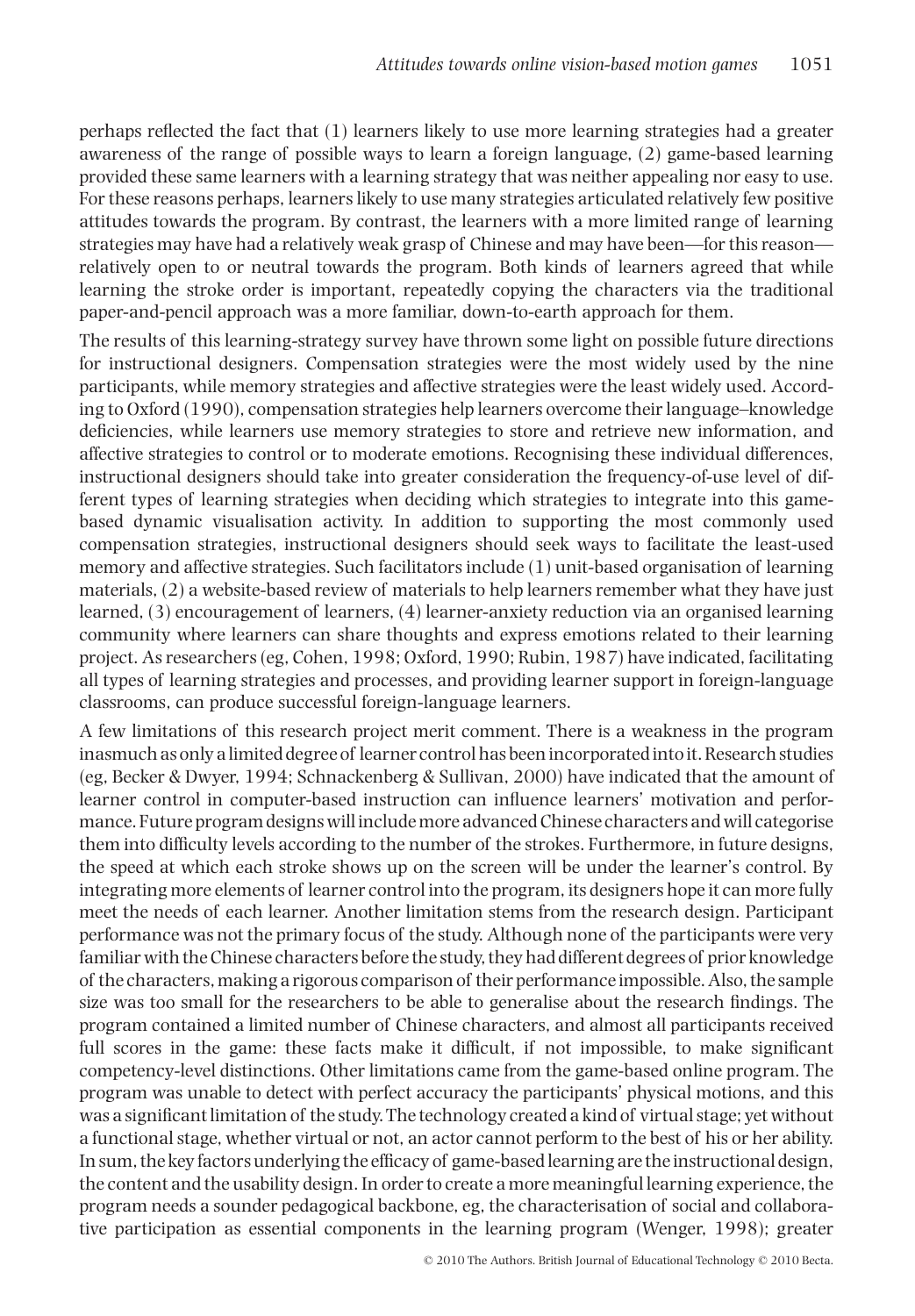perhaps reflected the fact that (1) learners likely to use more learning strategies had a greater awareness of the range of possible ways to learn a foreign language, (2) game-based learning provided these same learners with a learning strategy that was neither appealing nor easy to use. For these reasons perhaps, learners likely to use many strategies articulated relatively few positive attitudes towards the program. By contrast, the learners with a more limited range of learning strategies may have had a relatively weak grasp of Chinese and may have been—for this reason—relatively open to or neutral towards the program. Both kinds of learners agreed that while learning the stroke order is important, repeatedly copying the characters via the traditional paper-and-pencil approach was a more familiar, down-to-earth approach for them.

The results of this learning-strategy survey have thrown some light on possible future directions for instructional designers. Compensation strategies were the most widely used by the nine participants, while memory strategies and affective strategies were the least widely used. According to Oxford (1990), compensation strategies help learners overcome their language–knowledge deficiencies, while learners use memory strategies to store and retrieve new information, and affective strategies to control or to moderate emotions. Recognising these individual differences, instructional designers should take into greater consideration the frequency-of-use level of different types of learning strategies when deciding which strategies to integrate into this game-based dynamic visualisation activity. In addition to supporting the most commonly used compensation strategies, instructional designers should seek ways to facilitate the least-used memory and affective strategies. Such facilitators include (1) unit-based organisation of learning materials, (2) a website-based review of materials to help learners remember what they have just learned, (3) encouragement of learners, (4) learner-anxiety reduction via an organised learning community where learners can share thoughts and express emotions related to their learning project. As researchers (eg, Cohen, 1998; Oxford, 1990; Rubin, 1987) have indicated, facilitating all types of learning strategies and processes, and providing learner support in foreign-language classrooms, can produce successful foreign-language learners.

A few limitations of this research project merit comment. There is a weakness in the program inasmuch as only a limited degree of learner control has been incorporated into it. Research studies (eg, Becker & Dwyer, 1994; Schnackenberg & Sullivan, 2000) have indicated that the amount of learner control in computer-based instruction can influence learners' motivation and performance. Future program designs will include more advanced Chinese characters and will categorise them into difficulty levels according to the number of the strokes. Furthermore, in future designs, the speed at which each stroke shows up on the screen will be under the learner's control. By integrating more elements of learner control into the program, its designers hope it can more fully meet the needs of each learner. Another limitation stems from the research design. Participant performance was not the primary focus of the study. Although none of the participants were very familiar with the Chinese characters before the study, they had different degrees of prior knowledge of the characters, making a rigorous comparison of their performance impossible. Also, the sample size was too small for the researchers to be able to generalise about the research findings. The program contained a limited number of Chinese characters, and almost all participants received full scores in the game: these facts make it difficult, if not impossible, to make significant competency-level distinctions. Other limitations came from the game-based online program. The program was unable to detect with perfect accuracy the participants' physical motions, and this was a significant limitation of the study. The technology created a kind of virtual stage; yet without a functional stage, whether virtual or not, an actor cannot perform to the best of his or her ability. In sum, the key factors underlying the efficacy of game-based learning are the instructional design, the content and the usability design. In order to create a more meaningful learning experience, the program needs a sounder pedagogical backbone, eg, the characterisation of social and collaborative participation as essential components in the learning program (Wenger, 1998); greater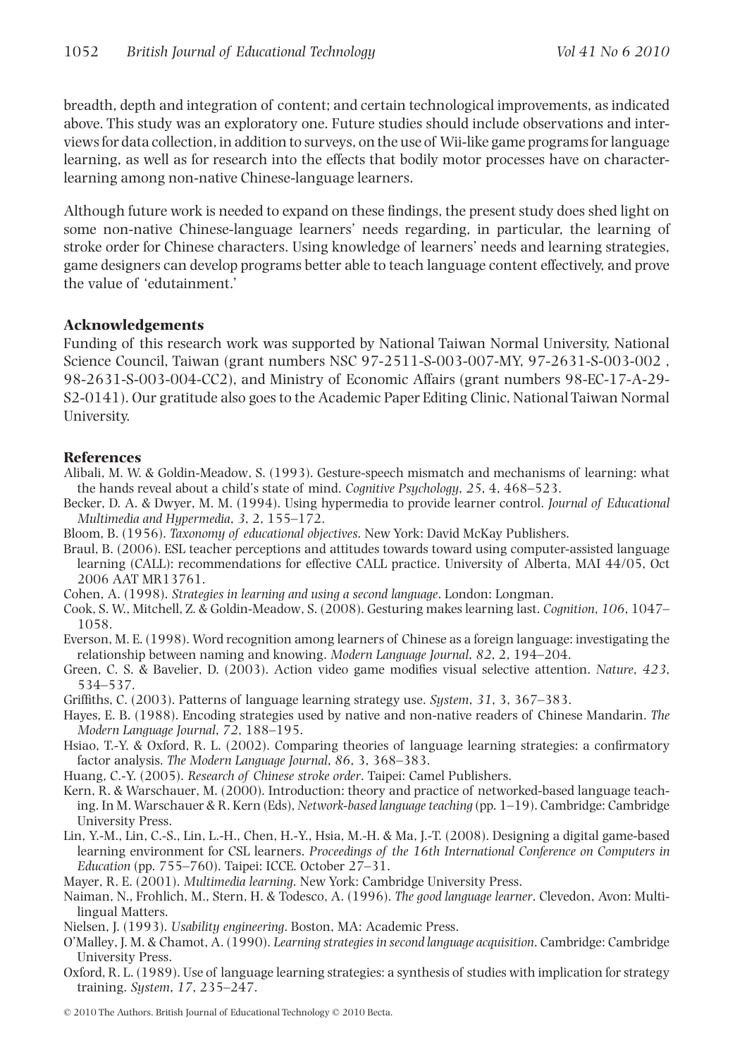breadth, depth and integration of content; and certain technological improvements, as indicated above. This study was an exploratory one. Future studies should include observations and interviews for data collection, in addition to surveys, on the use of Wii-like game programs for language learning, as well as for research into the effects that bodily motor processes have on character-learning among non-native Chinese-language learners.

Although future work is needed to expand on these findings, the present study does shed light on some non-native Chinese-language learners' needs regarding, in particular, the learning of stroke order for Chinese characters. Using knowledge of learners' needs and learning strategies, game designers can develop programs better able to teach language content effectively, and prove the value of 'edutainment.'

## Acknowledgements

Funding of this research work was supported by National Taiwan Normal University, National Science Council, Taiwan (grant numbers NSC 97-2511-S-003-007-MY, 97-2631-S-003-002 , 98-2631-S-003-004-CC2), and Ministry of Economic Affairs (grant numbers 98-EC-17-A-29-S2-0141). Our gratitude also goes to the Academic Paper Editing Clinic, National Taiwan Normal University.

## References

Alibali, M. W. & Goldin-Meadow, S. (1993). Gesture-speech mismatch and mechanisms of learning: what the hands reveal about a child's state of mind. *Cognitive Psychology*, *25*, 4, 468–523.

Becker, D. A. & Dwyer, M. M. (1994). Using hypermedia to provide learner control. *Journal of Educational Multimedia and Hypermedia*, *3*, 2, 155–172.

Bloom, B. (1956). *Taxonomy of educational objectives*. New York: David McKay Publishers.

Braul, B. (2006). ESL teacher perceptions and attitudes towards toward using computer-assisted language learning (CALL): recommendations for effective CALL practice. University of Alberta, MAI 44/05, Oct 2006 AAT MR13761.

Cohen, A. (1998). *Strategies in learning and using a second language*. London: Longman.

Cook, S. W., Mitchell, Z. & Goldin-Meadow, S. (2008). Gesturing makes learning last. *Cognition*, *106*, 1047–1058.

Everson, M. E. (1998). Word recognition among learners of Chinese as a foreign language: investigating the relationship between naming and knowing. *Modern Language Journal*, *82*, 2, 194–204.

Green, C. S. & Bavelier, D. (2003). Action video game modifies visual selective attention. *Nature*, *423*, 534–537.

Griffiths, C. (2003). Patterns of language learning strategy use. *System*, *31*, 3, 367–383.

Hayes, E. B. (1988). Encoding strategies used by native and non-native readers of Chinese Mandarin. *The Modern Language Journal*, *72*, 188–195.

Hsiao, T.-Y. & Oxford, R. L. (2002). Comparing theories of language learning strategies: a confirmatory factor analysis. *The Modern Language Journal*, *86*, 3, 368–383.

Huang, C.-Y. (2005). *Research of Chinese stroke order*. Taipei: Camel Publishers.

Kern, R. & Warschauer, M. (2000). Introduction: theory and practice of networked-based language teaching. In M. Warschauer & R. Kern (Eds), *Network-based language teaching* (pp. 1–19). Cambridge: Cambridge University Press.

Lin, Y.-M., Lin, C.-S., Lin, L.-H., Chen, H.-Y., Hsia, M.-H. & Ma, J.-T. (2008). Designing a digital game-based learning environment for CSL learners. *Proceedings of the 16th International Conference on Computers in Education* (pp. 755–760). Taipei: ICCE. October 27–31.

Mayer, R. E. (2001). *Multimedia learning*. New York: Cambridge University Press.

Naiman, N., Frohlich, M., Stern, H. & Todesco, A. (1996). *The good language learner*. Clevedon, Avon: Multilingual Matters.

Nielsen, J. (1993). *Usability engineering*. Boston, MA: Academic Press.

O'Malley, J. M. & Chamot, A. (1990). *Learning strategies in second language acquisition*. Cambridge: Cambridge University Press.

Oxford, R. L. (1989). Use of language learning strategies: a synthesis of studies with implication for strategy training. *System*, *17*, 235–247.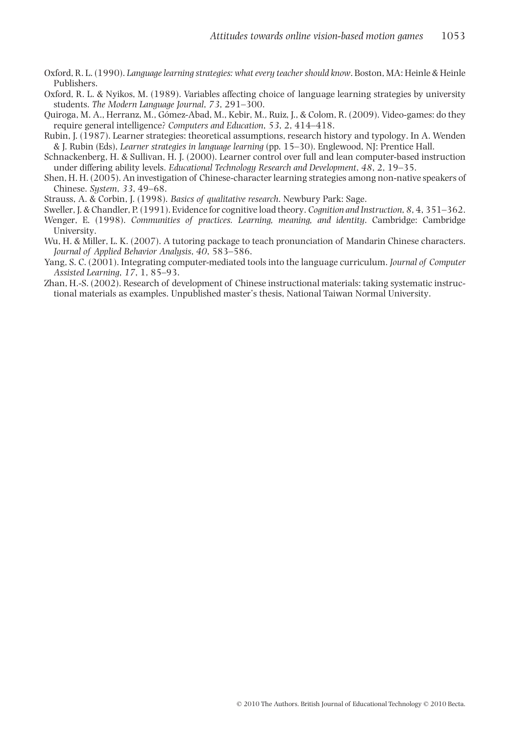Oxford, R. L. (1990). *Language learning strategies: what every teacher should know*. Boston, MA: Heinle & Heinle Publishers.

Oxford, R. L. & Nyikos, M. (1989). Variables affecting choice of language learning strategies by university students. *The Modern Language Journal*, *73*, 291–300.

Quiroga, M. A., Herranz, M., Gómez-Abad, M., Kebir, M., Ruiz, J., & Colom, R. (2009). Video-games: do they require general intelligence? *Computers and Education*, *53*, 2, 414–418.

Rubin, J. (1987). Learner strategies: theoretical assumptions, research history and typology. In A. Wenden & J. Rubin (Eds), *Learner strategies in language learning* (pp. 15–30). Englewood, NJ: Prentice Hall.

Schnackenberg, H. & Sullivan, H. J. (2000). Learner control over full and lean computer-based instruction under differing ability levels. *Educational Technology Research and Development*, *48*, 2, 19–35.

Shen, H. H. (2005). An investigation of Chinese-character learning strategies among non-native speakers of Chinese. *System*, *33*, 49–68.

Strauss, A. & Corbin, J. (1998). *Basics of qualitative research*. Newbury Park: Sage.

Sweller, J. & Chandler, P. (1991). Evidence for cognitive load theory. *Cognition and Instruction*, *8*, 4, 351–362.

Wenger, E. (1998). *Communities of practices. Learning, meaning, and identity*. Cambridge: Cambridge University.

Wu, H. & Miller, L. K. (2007). A tutoring package to teach pronunciation of Mandarin Chinese characters. *Journal of Applied Behavior Analysis*, *40*, 583–586.

Yang, S. C. (2001). Integrating computer-mediated tools into the language curriculum. *Journal of Computer Assisted Learning*, *17*, 1, 85–93.

Zhan, H.-S. (2002). Research of development of Chinese instructional materials: taking systematic instructional materials as examples. Unpublished master's thesis, National Taiwan Normal University.